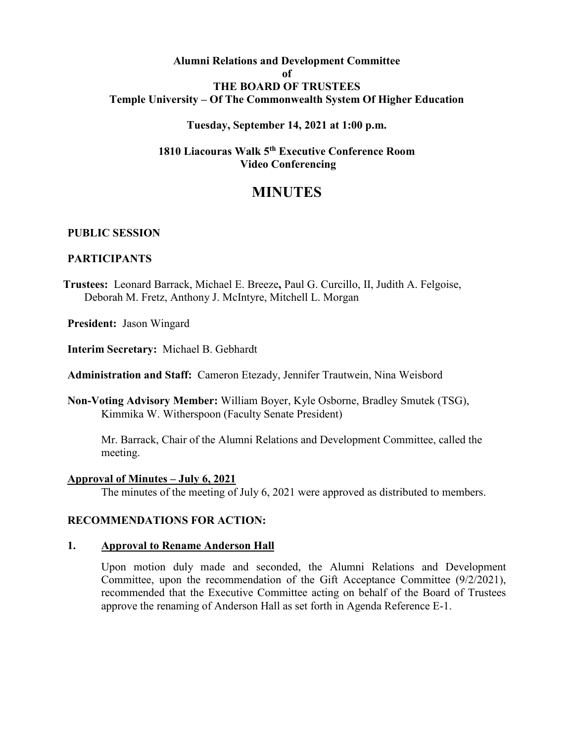**Alumni Relations and Development Committee**
**of**
**THE BOARD OF TRUSTEES**
**Temple University – Of The Commonwealth System Of Higher Education**

**Tuesday, September 14, 2021 at 1:00 p.m.**

**1810 Liacouras Walk 5th Executive Conference Room**
**Video Conferencing**

# MINUTES

**PUBLIC SESSION**

**PARTICIPANTS**

**Trustees:** Leonard Barrack, Michael E. Breeze**,** Paul G. Curcillo, II, Judith A. Felgoise, Deborah M. Fretz, Anthony J. McIntyre, Mitchell L. Morgan

**President:** Jason Wingard

**Interim Secretary:** Michael B. Gebhardt

**Administration and Staff:** Cameron Etezady, Jennifer Trautwein, Nina Weisbord

**Non-Voting Advisory Member:** William Boyer, Kyle Osborne, Bradley Smutek (TSG), Kimmika W. Witherspoon (Faculty Senate President)

Mr. Barrack, Chair of the Alumni Relations and Development Committee, called the meeting.

**Approval of Minutes – July 6, 2021**

The minutes of the meeting of July 6, 2021 were approved as distributed to members.

**RECOMMENDATIONS FOR ACTION:**

**1. Approval to Rename Anderson Hall**

Upon motion duly made and seconded, the Alumni Relations and Development Committee, upon the recommendation of the Gift Acceptance Committee (9/2/2021), recommended that the Executive Committee acting on behalf of the Board of Trustees approve the renaming of Anderson Hall as set forth in Agenda Reference E-1.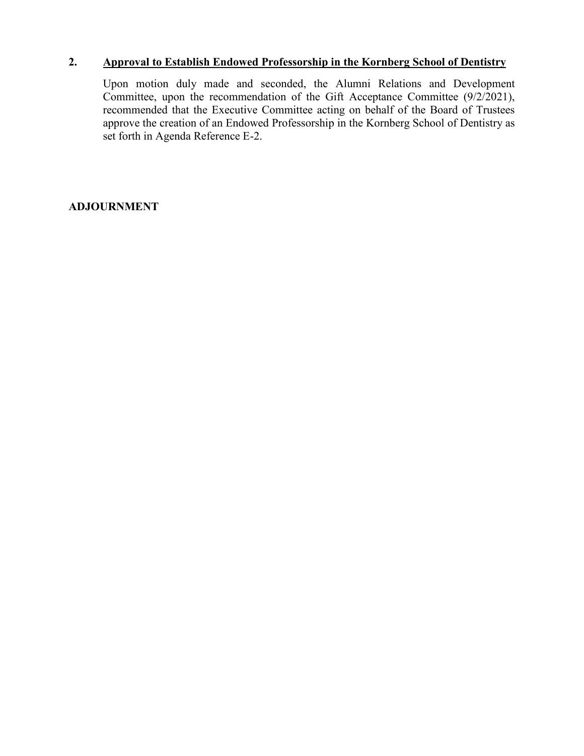**2. <u>Approval to Establish Endowed Professorship in the Kornberg School of Dentistry</u>**

Upon motion duly made and seconded, the Alumni Relations and Development Committee, upon the recommendation of the Gift Acceptance Committee (9/2/2021), recommended that the Executive Committee acting on behalf of the Board of Trustees approve the creation of an Endowed Professorship in the Kornberg School of Dentistry as set forth in Agenda Reference E-2.

**ADJOURNMENT**